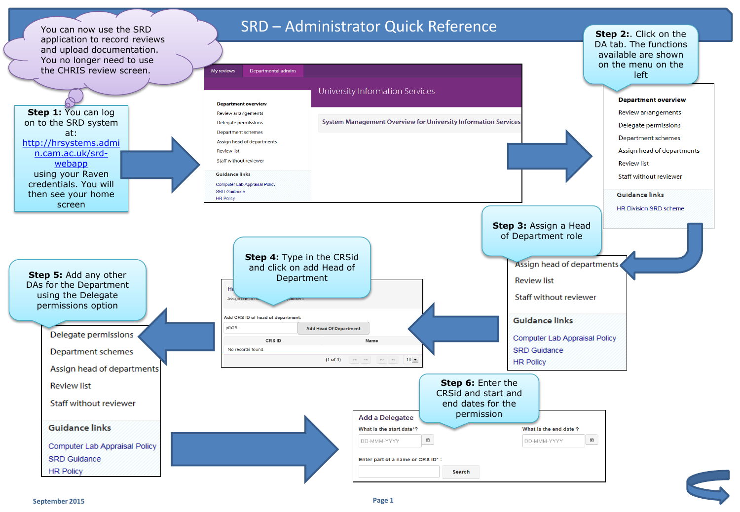# SRD – Administrator Quick Reference

You can now use the SRD application to record reviews and upload documentation. You no longer need to use the CHRIS review screen.

**Step 1:** You can log on to the SRD system at: http://hrsystems.admin.cam.ac.uk/srd-webapp using your Raven credentials. You will then see your home screen

My reviews | Departmental admins

University Information Services

**Department overview**
Review arrangements
Delegate permissions
Department schemes
Assign head of departments
Review list
Staff without reviewer

**Guidance links**
Computer Lab Appraisal Policy
SRD Guidance
HR Policy

System Management Overview for University Information Services

**Step 2:**. Click on the DA tab. The functions available are shown on the menu on the left

**Department overview**
Review arrangements
Delegate permissions
Department schemes
Assign head of departments
Review list
Staff without reviewer

**Guidance links**
HR Division SRD scheme

**Step 3:** Assign a Head of Department role

Assign head of departments
Review list
Staff without reviewer

**Guidance links**
Computer Lab Appraisal Policy
SRD Guidance
HR Policy

**Step 4:** Type in the CRSid and click on add Head of Department

Add CRS ID of head of department:
pfh25 | Add Head Of Department

| CRS ID | Name |
|---|---|
| No records found | |

(1 of 1) 10

**Step 5:** Add any other DAs for the Department using the Delegate permissions option

Delegate permissions
Department schemes
Assign head of departments
Review list
Staff without reviewer

**Guidance links**
Computer Lab Appraisal Policy
SRD Guidance
HR Policy

**Step 6:** Enter the CRSid and start and end dates for the permission

**Add a Delegatee**

What is the start date*? DD-MMM-YYYY

What is the end date ? DD-MMM-YYYY

Enter part of a name or CRS ID* : Search

September 2015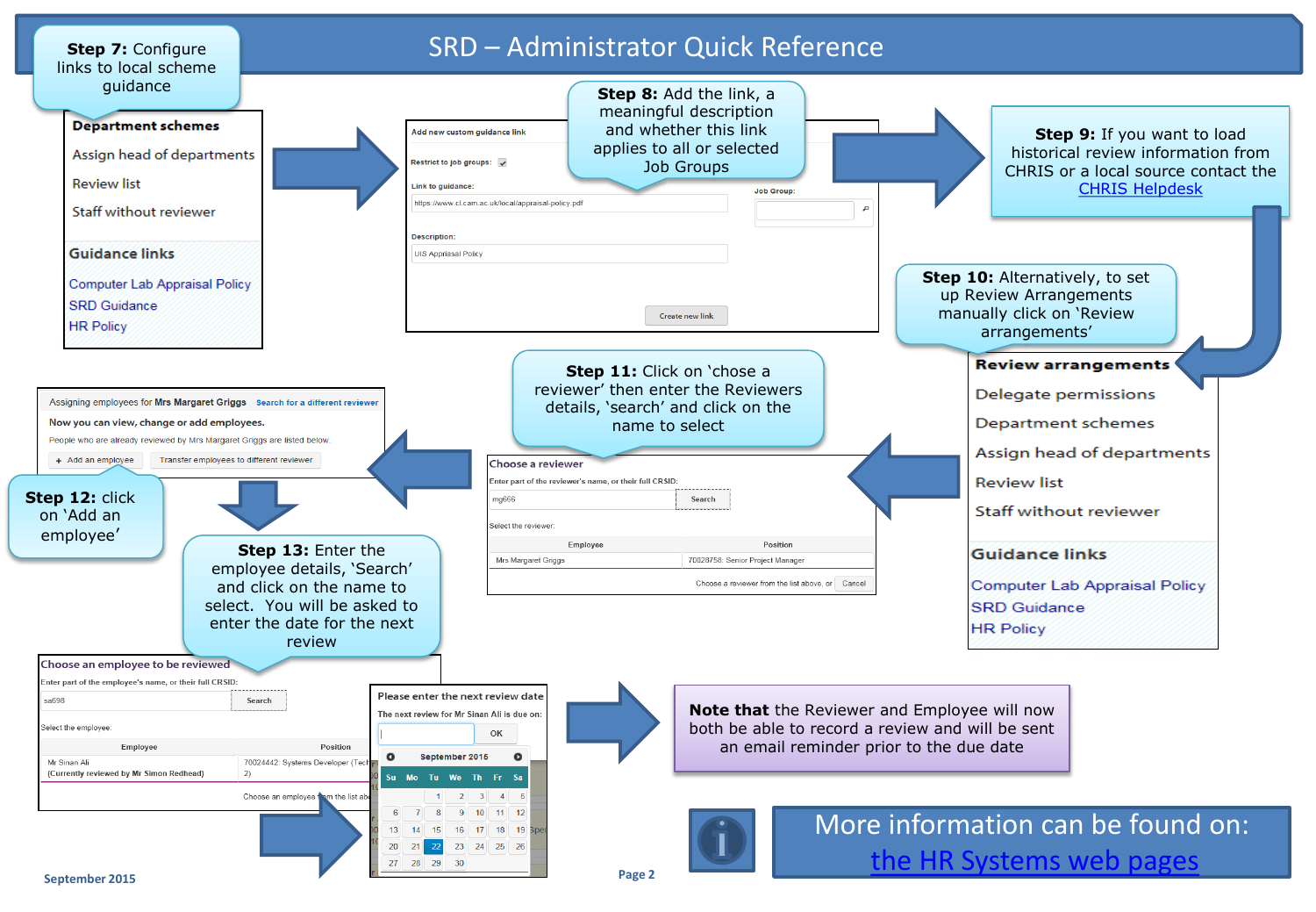# SRD – Administrator Quick Reference

**Step 7:** Configure links to local scheme guidance

**Department schemes**

Assign head of departments

Review list

Staff without reviewer

**Guidance links**

Computer Lab Appraisal Policy

SRD Guidance

HR Policy

**Step 8:** Add the link, a meaningful description and whether this link applies to all or selected Job Groups

Add new custom guidance link

Restrict to job groups:

Link to guidance: https://www.cl.cam.ac.uk/local/appraisal-policy.pdf

Job Group:

Description: UIS Appriasal Policy

Create new link

**Step 9:** If you want to load historical review information from CHRIS or a local source contact the [CHRIS Helpdesk]

**Step 10:** Alternatively, to set up Review Arrangements manually click on 'Review arrangements'

**Review arrangements**

Delegate permissions

Department schemes

Assign head of departments

Review list

Staff without reviewer

**Guidance links**

Computer Lab Appraisal Policy

SRD Guidance

HR Policy

**Step 11:** Click on 'chose a reviewer' then enter the Reviewers details, 'search' and click on the name to select

Choose a reviewer

Enter part of the reviewer's name, or their full CRSID: mg666 Search

Select the reviewer:

| Employee | Position |
|---|---|
| Mrs Margaret Griggs | 70028758: Senior Project Manager |

Choose a reviewer from the list above, or Cancel

Assigning employees for **Mrs Margaret Griggs** Search for a different reviewer

**Now you can view, change or add employees.**

People who are already reviewed by Mrs Margaret Griggs are listed below.

+ Add an employee | Transfer employees to different reviewer

**Step 12:** click on 'Add an employee'

**Step 13:** Enter the employee details, 'Search' and click on the name to select. You will be asked to enter the date for the next review

Choose an employee to be reviewed

Enter part of the employee's name, or their full CRSID: sa698 Search

Select the employee:

| Employee | Position |
|---|---|
| Mr Sinan Ali (Currently reviewed by Mr Simon Redhead) | 70024442: Systems Developer (Tech 2) |

Choose an employee from the list above

Please enter the next review date

The next review for Mr Sinan Ali is due on: OK

September 2015

| Su | Mo | Tu | We | Th | Fr | Sa |
|---|---|---|---|---|---|---|
| | | 1 | 2 | 3 | 4 | 5 |
| 6 | 7 | 8 | 9 | 10 | 11 | 12 |
| 13 | 14 | 15 | 16 | 17 | 18 | 19 |
| 20 | 21 | 22 | 23 | 24 | 25 | 26 |
| 27 | 28 | 29 | 30 | | | |

**Note that** the Reviewer and Employee will now both be able to record a review and will be sent an email reminder prior to the due date

More information can be found on: [the HR Systems web pages]

September 2015